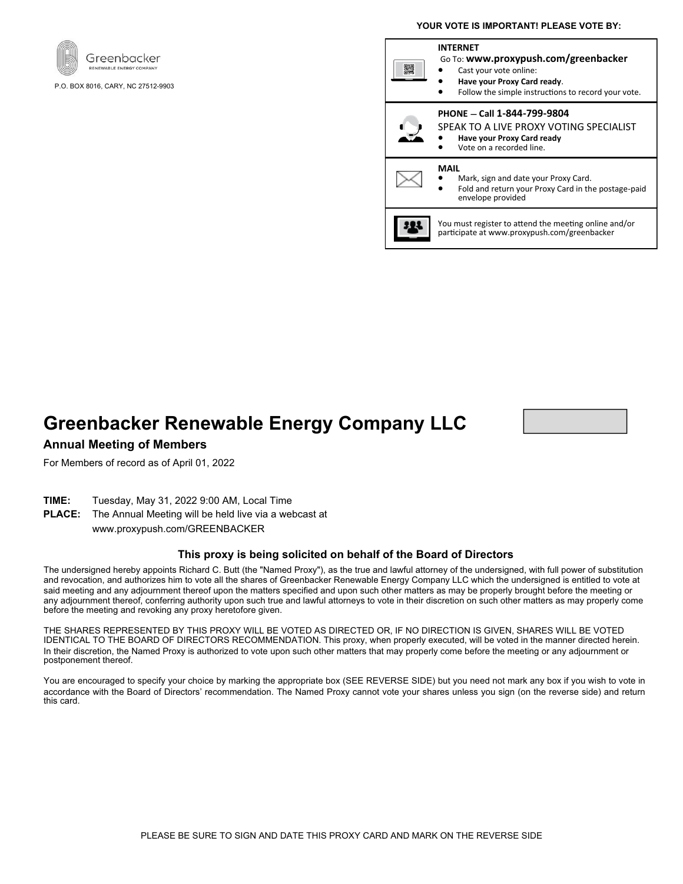Greenbacker
RENEWABLE ENERGY COMPANY

P.O. BOX 8016, CARY, NC 27512-9903

**YOUR VOTE IS IMPORTANT! PLEASE VOTE BY:**

**INTERNET**
Go To: **www.proxypush.com/greenbacker**
- Cast your vote online:
- **Have your Proxy Card ready**.
- Follow the simple instructions to record your vote.

**PHONE – Call 1-844-799-9804**
SPEAK TO A LIVE PROXY VOTING SPECIALIST
- **Have your Proxy Card ready**
- Vote on a recorded line.

**MAIL**
- Mark, sign and date your Proxy Card.
- Fold and return your Proxy Card in the postage-paid envelope provided

You must register to attend the meeting online and/or participate at www.proxypush.com/greenbacker

# Greenbacker Renewable Energy Company LLC

## Annual Meeting of Members

For Members of record as of April 01, 2022

**TIME:** Tuesday, May 31, 2022 9:00 AM, Local Time
**PLACE:** The Annual Meeting will be held live via a webcast at www.proxypush.com/GREENBACKER

### This proxy is being solicited on behalf of the Board of Directors

The undersigned hereby appoints Richard C. Butt (the "Named Proxy"), as the true and lawful attorney of the undersigned, with full power of substitution and revocation, and authorizes him to vote all the shares of Greenbacker Renewable Energy Company LLC which the undersigned is entitled to vote at said meeting and any adjournment thereof upon the matters specified and upon such other matters as may be properly brought before the meeting or any adjournment thereof, conferring authority upon such true and lawful attorneys to vote in their discretion on such other matters as may properly come before the meeting and revoking any proxy heretofore given.

THE SHARES REPRESENTED BY THIS PROXY WILL BE VOTED AS DIRECTED OR, IF NO DIRECTION IS GIVEN, SHARES WILL BE VOTED IDENTICAL TO THE BOARD OF DIRECTORS RECOMMENDATION. This proxy, when properly executed, will be voted in the manner directed herein. In their discretion, the Named Proxy is authorized to vote upon such other matters that may properly come before the meeting or any adjournment or postponement thereof.

You are encouraged to specify your choice by marking the appropriate box (SEE REVERSE SIDE) but you need not mark any box if you wish to vote in accordance with the Board of Directors' recommendation. The Named Proxy cannot vote your shares unless you sign (on the reverse side) and return this card.

PLEASE BE SURE TO SIGN AND DATE THIS PROXY CARD AND MARK ON THE REVERSE SIDE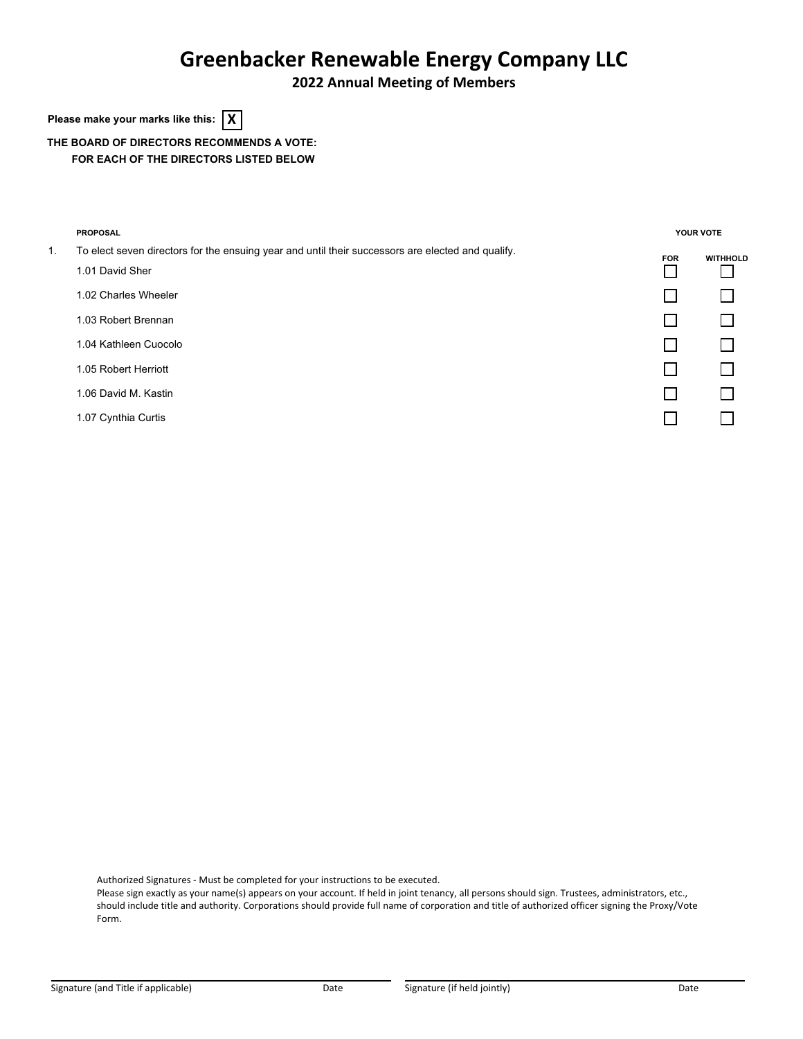# Greenbacker Renewable Energy Company LLC

## 2022 Annual Meeting of Members

**Please make your marks like this: X**

**THE BOARD OF DIRECTORS RECOMMENDS A VOTE:**
**FOR EACH OF THE DIRECTORS LISTED BELOW**

| | PROPOSAL | YOUR VOTE | |
|---|---|---|---|
| 1. | To elect seven directors for the ensuing year and until their successors are elected and qualify. | FOR | WITHHOLD |
| | 1.01 David Sher | ☐ | ☐ |
| | 1.02 Charles Wheeler | ☐ | ☐ |
| | 1.03 Robert Brennan | ☐ | ☐ |
| | 1.04 Kathleen Cuocolo | ☐ | ☐ |
| | 1.05 Robert Herriott | ☐ | ☐ |
| | 1.06 David M. Kastin | ☐ | ☐ |
| | 1.07 Cynthia Curtis | ☐ | ☐ |

Authorized Signatures - Must be completed for your instructions to be executed.
Please sign exactly as your name(s) appears on your account. If held in joint tenancy, all persons should sign. Trustees, administrators, etc., should include title and authority. Corporations should provide full name of corporation and title of authorized officer signing the Proxy/Vote Form.

Signature (and Title if applicable) ____________ Date ____________

Signature (if held jointly) ____________ Date ____________